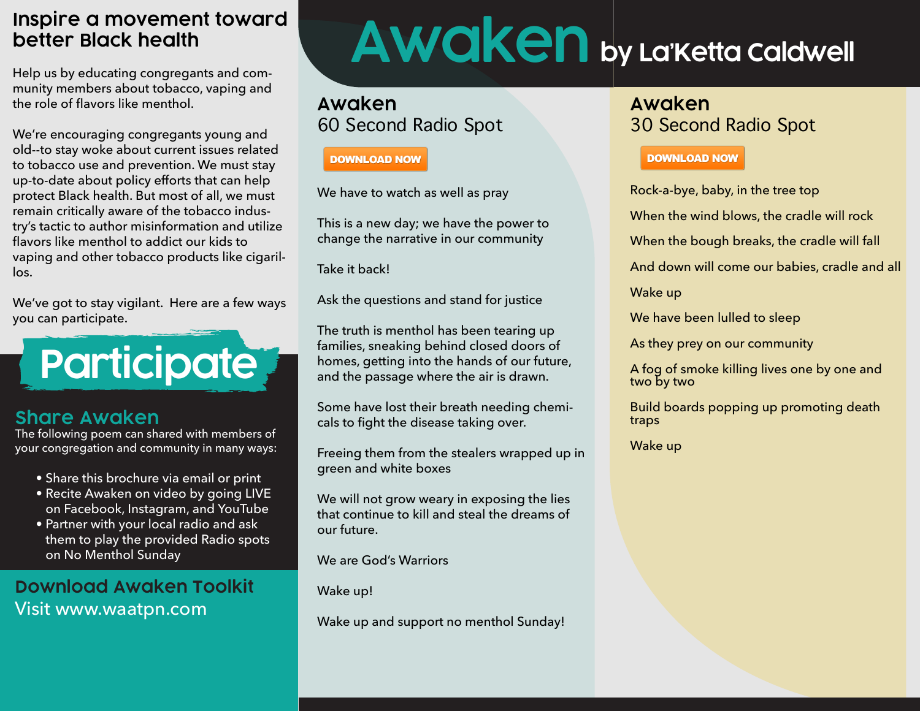# Inspire a movement toward better Black health

Help us by educating congregants and community members about tobacco, vaping and the role of flavors like menthol.

We're encouraging congregants young and old--to stay woke about current issues related to tobacco use and prevention. We must stay up-to-date about policy efforts that can help protect Black health. But most of all, we must remain critically aware of the tobacco industry's tactic to author misinformation and utilize flavors like menthol to addict our kids to vaping and other tobacco products like cigarillos.

We've got to stay vigilant. Here are a few ways you can participate.

# Participate

## Share Awaken

The following poem can shared with members of your congregation and community in many ways:

- Share this brochure via email or print
- Recite Awaken on video by going LIVE on Facebook, Instagram, and YouTube
- Partner with your local radio and ask them to play the provided Radio spots on No Menthol Sunday

## Download Awaken Toolkit

Visit www.waatpn.com

# Awaken by La'Ketta Caldwell

## Awaken
### 60 Second Radio Spot

DOWNLOAD NOW

We have to watch as well as pray

This is a new day; we have the power to change the narrative in our community

Take it back!

Ask the questions and stand for justice

The truth is menthol has been tearing up families, sneaking behind closed doors of homes, getting into the hands of our future, and the passage where the air is drawn.

Some have lost their breath needing chemicals to fight the disease taking over.

Freeing them from the stealers wrapped up in green and white boxes

We will not grow weary in exposing the lies that continue to kill and steal the dreams of our future.

We are God's Warriors

Wake up!

Wake up and support no menthol Sunday!

## Awaken
### 30 Second Radio Spot

DOWNLOAD NOW

Rock-a-bye, baby, in the tree top

When the wind blows, the cradle will rock

When the bough breaks, the cradle will fall

And down will come our babies, cradle and all

Wake up

We have been lulled to sleep

As they prey on our community

A fog of smoke killing lives one by one and two by two

Build boards popping up promoting death traps

Wake up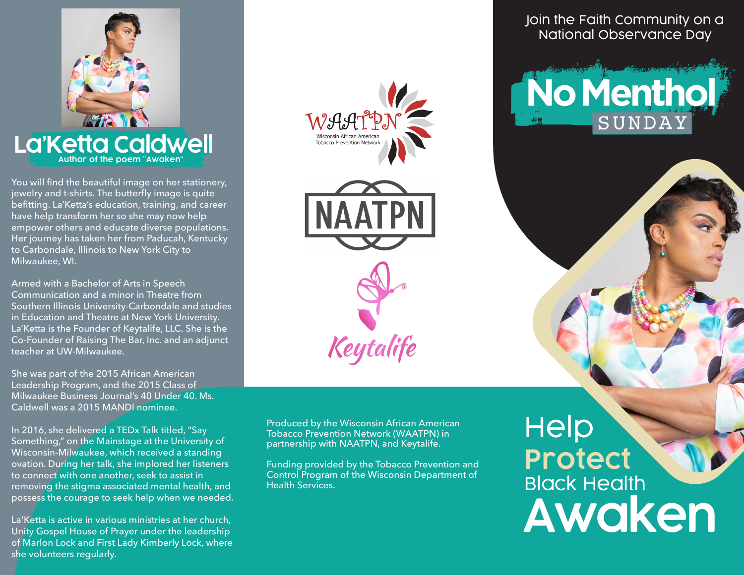## La'Ketta Caldwell

Author of the poem "Awaken"

You will find the beautiful image on her stationery, jewelry and t-shirts. The butterfly image is quite befitting. La'Ketta's education, training, and career have help transform her so she may now help empower others and educate diverse populations. Her journey has taken her from Paducah, Kentucky to Carbondale, Illinois to New York City to Milwaukee, WI.

Armed with a Bachelor of Arts in Speech Communication and a minor in Theatre from Southern Illinois University-Carbondale and studies in Education and Theatre at New York University. La'Ketta is the Founder of Keytalife, LLC. She is the Co-Founder of Raising The Bar, Inc. and an adjunct teacher at UW-Milwaukee.

She was part of the 2015 African American Leadership Program, and the 2015 Class of Milwaukee Business Journal's 40 Under 40. Ms. Caldwell was a 2015 MANDI nominee.

In 2016, she delivered a TEDx Talk titled, "Say Something," on the Mainstage at the University of Wisconsin-Milwaukee, which received a standing ovation. During her talk, she implored her listeners to connect with one another, seek to assist in removing the stigma associated mental health, and possess the courage to seek help when we needed.

La'Ketta is active in various ministries at her church, Unity Gospel House of Prayer under the leadership of Marlon Lock and First Lady Kimberly Lock, where she volunteers regularly.

WAATPN
Wisconsin African American Tobacco Prevention Network

NAATPN

Keytalife

Produced by the Wisconsin African American Tobacco Prevention Network (WAATPN) in partnership with NAATPN, and Keytalife.

Funding provided by the Tobacco Prevention and Control Program of the Wisconsin Department of Health Services.

Join the Faith Community on a National Observance Day

# No Menthol SUNDAY

Help **Protect** Black Health

# Awaken